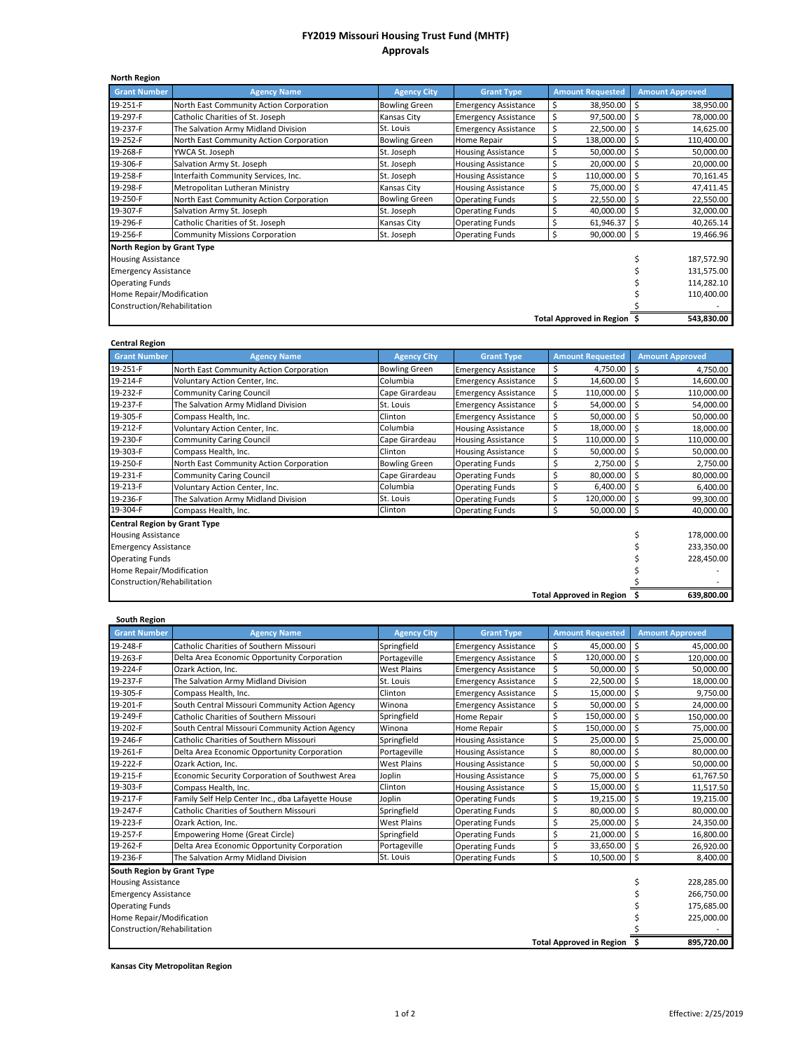# FY2019 Missouri Housing Trust Fund (MHTF)
## Approvals

### North Region

| Grant Number | Agency Name | Agency City | Grant Type | Amount Requested | Amount Approved |
|---|---|---|---|---|---|
| 19-251-F | North East Community Action Corporation | Bowling Green | Emergency Assistance | $ 38,950.00 | $ 38,950.00 |
| 19-297-F | Catholic Charities of St. Joseph | Kansas City | Emergency Assistance | $ 97,500.00 | $ 78,000.00 |
| 19-237-F | The Salvation Army Midland Division | St. Louis | Emergency Assistance | $ 22,500.00 | $ 14,625.00 |
| 19-252-F | North East Community Action Corporation | Bowling Green | Home Repair | $ 138,000.00 | $ 110,400.00 |
| 19-268-F | YWCA St. Joseph | St. Joseph | Housing Assistance | $ 50,000.00 | $ 50,000.00 |
| 19-306-F | Salvation Army St. Joseph | St. Joseph | Housing Assistance | $ 20,000.00 | $ 20,000.00 |
| 19-258-F | Interfaith Community Services, Inc. | St. Joseph | Housing Assistance | $ 110,000.00 | $ 70,161.45 |
| 19-298-F | Metropolitan Lutheran Ministry | Kansas City | Housing Assistance | $ 75,000.00 | $ 47,411.45 |
| 19-250-F | North East Community Action Corporation | Bowling Green | Operating Funds | $ 22,550.00 | $ 22,550.00 |
| 19-307-F | Salvation Army St. Joseph | St. Joseph | Operating Funds | $ 40,000.00 | $ 32,000.00 |
| 19-296-F | Catholic Charities of St. Joseph | Kansas City | Operating Funds | $ 61,946.37 | $ 40,265.14 |
| 19-256-F | Community Missions Corporation | St. Joseph | Operating Funds | $ 90,000.00 | $ 19,466.96 |
| **North Region by Grant Type** | | | | | |
| Housing Assistance | | | | | $ 187,572.90 |
| Emergency Assistance | | | | | $ 131,575.00 |
| Operating Funds | | | | | $ 114,282.10 |
| Home Repair/Modification | | | | | $ 110,400.00 |
| Construction/Rehabilitation | | | | | $ - |
| | | | | **Total Approved in Region** | **$ 543,830.00** |

### Central Region

| Grant Number | Agency Name | Agency City | Grant Type | Amount Requested | Amount Approved |
|---|---|---|---|---|---|
| 19-251-F | North East Community Action Corporation | Bowling Green | Emergency Assistance | $ 4,750.00 | $ 4,750.00 |
| 19-214-F | Voluntary Action Center, Inc. | Columbia | Emergency Assistance | $ 14,600.00 | $ 14,600.00 |
| 19-232-F | Community Caring Council | Cape Girardeau | Emergency Assistance | $ 110,000.00 | $ 110,000.00 |
| 19-237-F | The Salvation Army Midland Division | St. Louis | Emergency Assistance | $ 54,000.00 | $ 54,000.00 |
| 19-305-F | Compass Health, Inc. | Clinton | Emergency Assistance | $ 50,000.00 | $ 50,000.00 |
| 19-212-F | Voluntary Action Center, Inc. | Columbia | Housing Assistance | $ 18,000.00 | $ 18,000.00 |
| 19-230-F | Community Caring Council | Cape Girardeau | Housing Assistance | $ 110,000.00 | $ 110,000.00 |
| 19-303-F | Compass Health, Inc. | Clinton | Housing Assistance | $ 50,000.00 | $ 50,000.00 |
| 19-250-F | North East Community Action Corporation | Bowling Green | Operating Funds | $ 2,750.00 | $ 2,750.00 |
| 19-231-F | Community Caring Council | Cape Girardeau | Operating Funds | $ 80,000.00 | $ 80,000.00 |
| 19-213-F | Voluntary Action Center, Inc. | Columbia | Operating Funds | $ 6,400.00 | $ 6,400.00 |
| 19-236-F | The Salvation Army Midland Division | St. Louis | Operating Funds | $ 120,000.00 | $ 99,300.00 |
| 19-304-F | Compass Health, Inc. | Clinton | Operating Funds | $ 50,000.00 | $ 40,000.00 |
| **Central Region by Grant Type** | | | | | |
| Housing Assistance | | | | | $ 178,000.00 |
| Emergency Assistance | | | | | $ 233,350.00 |
| Operating Funds | | | | | $ 228,450.00 |
| Home Repair/Modification | | | | | $ - |
| Construction/Rehabilitation | | | | | $ - |
| | | | | **Total Approved in Region** | **$ 639,800.00** |

### South Region

| Grant Number | Agency Name | Agency City | Grant Type | Amount Requested | Amount Approved |
|---|---|---|---|---|---|
| 19-248-F | Catholic Charities of Southern Missouri | Springfield | Emergency Assistance | $ 45,000.00 | $ 45,000.00 |
| 19-263-F | Delta Area Economic Opportunity Corporation | Portageville | Emergency Assistance | $ 120,000.00 | $ 120,000.00 |
| 19-224-F | Ozark Action, Inc. | West Plains | Emergency Assistance | $ 50,000.00 | $ 50,000.00 |
| 19-237-F | The Salvation Army Midland Division | St. Louis | Emergency Assistance | $ 22,500.00 | $ 18,000.00 |
| 19-305-F | Compass Health, Inc. | Clinton | Emergency Assistance | $ 15,000.00 | $ 9,750.00 |
| 19-201-F | South Central Missouri Community Action Agency | Winona | Emergency Assistance | $ 50,000.00 | $ 24,000.00 |
| 19-249-F | Catholic Charities of Southern Missouri | Springfield | Home Repair | $ 150,000.00 | $ 150,000.00 |
| 19-202-F | South Central Missouri Community Action Agency | Winona | Home Repair | $ 150,000.00 | $ 75,000.00 |
| 19-246-F | Catholic Charities of Southern Missouri | Springfield | Housing Assistance | $ 25,000.00 | $ 25,000.00 |
| 19-261-F | Delta Area Economic Opportunity Corporation | Portageville | Housing Assistance | $ 80,000.00 | $ 80,000.00 |
| 19-222-F | Ozark Action, Inc. | West Plains | Housing Assistance | $ 50,000.00 | $ 50,000.00 |
| 19-215-F | Economic Security Corporation of Southwest Area | Joplin | Housing Assistance | $ 75,000.00 | $ 61,767.50 |
| 19-303-F | Compass Health, Inc. | Clinton | Housing Assistance | $ 15,000.00 | $ 11,517.50 |
| 19-217-F | Family Self Help Center Inc., dba Lafayette House | Joplin | Operating Funds | $ 19,215.00 | $ 19,215.00 |
| 19-247-F | Catholic Charities of Southern Missouri | Springfield | Operating Funds | $ 80,000.00 | $ 80,000.00 |
| 19-223-F | Ozark Action, Inc. | West Plains | Operating Funds | $ 25,000.00 | $ 24,350.00 |
| 19-257-F | Empowering Home (Great Circle) | Springfield | Operating Funds | $ 21,000.00 | $ 16,800.00 |
| 19-262-F | Delta Area Economic Opportunity Corporation | Portageville | Operating Funds | $ 33,650.00 | $ 26,920.00 |
| 19-236-F | The Salvation Army Midland Division | St. Louis | Operating Funds | $ 10,500.00 | $ 8,400.00 |
| **South Region by Grant Type** | | | | | |
| Housing Assistance | | | | | $ 228,285.00 |
| Emergency Assistance | | | | | $ 266,750.00 |
| Operating Funds | | | | | $ 175,685.00 |
| Home Repair/Modification | | | | | $ 225,000.00 |
| Construction/Rehabilitation | | | | | $ - |
| | | | | **Total Approved in Region** | **$ 895,720.00** |

### Kansas City Metropolitan Region

Effective: 2/25/2019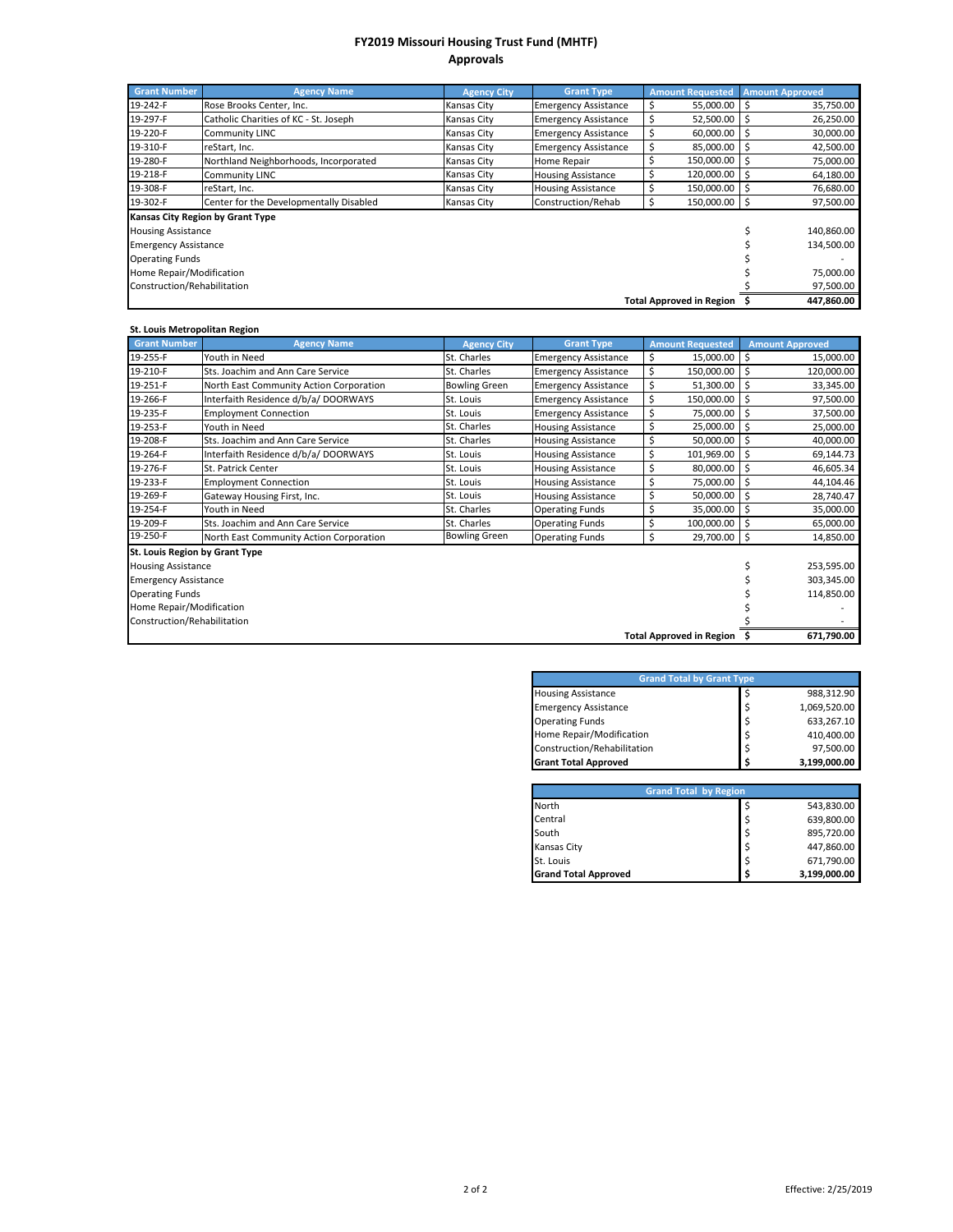# FY2019 Missouri Housing Trust Fund (MHTF)
## Approvals

| Grant Number | Agency Name | Agency City | Grant Type | Amount Requested | Amount Approved |
|---|---|---|---|---|---|
| 19-242-F | Rose Brooks Center, Inc. | Kansas City | Emergency Assistance | $ 55,000.00 | $ 35,750.00 |
| 19-297-F | Catholic Charities of KC - St. Joseph | Kansas City | Emergency Assistance | $ 52,500.00 | $ 26,250.00 |
| 19-220-F | Community LINC | Kansas City | Emergency Assistance | $ 60,000.00 | $ 30,000.00 |
| 19-310-F | reStart, Inc. | Kansas City | Emergency Assistance | $ 85,000.00 | $ 42,500.00 |
| 19-280-F | Northland Neighborhoods, Incorporated | Kansas City | Home Repair | $ 150,000.00 | $ 75,000.00 |
| 19-218-F | Community LINC | Kansas City | Housing Assistance | $ 120,000.00 | $ 64,180.00 |
| 19-308-F | reStart, Inc. | Kansas City | Housing Assistance | $ 150,000.00 | $ 76,680.00 |
| 19-302-F | Center for the Developmentally Disabled | Kansas City | Construction/Rehab | $ 150,000.00 | $ 97,500.00 |
| **Kansas City Region by Grant Type** | | | | | |
| Housing Assistance | | | | | $ 140,860.00 |
| Emergency Assistance | | | | | $ 134,500.00 |
| Operating Funds | | | | | $ - |
| Home Repair/Modification | | | | | $ 75,000.00 |
| Construction/Rehabilitation | | | | | $ 97,500.00 |
| | | | | **Total Approved in Region** | **$ 447,860.00** |

**St. Louis Metropolitan Region**

| Grant Number | Agency Name | Agency City | Grant Type | Amount Requested | Amount Approved |
|---|---|---|---|---|---|
| 19-255-F | Youth in Need | St. Charles | Emergency Assistance | $ 15,000.00 | $ 15,000.00 |
| 19-210-F | Sts. Joachim and Ann Care Service | St. Charles | Emergency Assistance | $ 150,000.00 | $ 120,000.00 |
| 19-251-F | North East Community Action Corporation | Bowling Green | Emergency Assistance | $ 51,300.00 | $ 33,345.00 |
| 19-266-F | Interfaith Residence d/b/a/ DOORWAYS | St. Louis | Emergency Assistance | $ 150,000.00 | $ 97,500.00 |
| 19-235-F | Employment Connection | St. Louis | Emergency Assistance | $ 75,000.00 | $ 37,500.00 |
| 19-253-F | Youth in Need | St. Charles | Housing Assistance | $ 25,000.00 | $ 25,000.00 |
| 19-208-F | Sts. Joachim and Ann Care Service | St. Charles | Housing Assistance | $ 50,000.00 | $ 40,000.00 |
| 19-264-F | Interfaith Residence d/b/a/ DOORWAYS | St. Louis | Housing Assistance | $ 101,969.00 | $ 69,144.73 |
| 19-276-F | St. Patrick Center | St. Louis | Housing Assistance | $ 80,000.00 | $ 46,605.34 |
| 19-233-F | Employment Connection | St. Louis | Housing Assistance | $ 75,000.00 | $ 44,104.46 |
| 19-269-F | Gateway Housing First, Inc. | St. Louis | Housing Assistance | $ 50,000.00 | $ 28,740.47 |
| 19-254-F | Youth in Need | St. Charles | Operating Funds | $ 35,000.00 | $ 35,000.00 |
| 19-209-F | Sts. Joachim and Ann Care Service | St. Charles | Operating Funds | $ 100,000.00 | $ 65,000.00 |
| 19-250-F | North East Community Action Corporation | Bowling Green | Operating Funds | $ 29,700.00 | $ 14,850.00 |
| **St. Louis Region by Grant Type** | | | | | |
| Housing Assistance | | | | | $ 253,595.00 |
| Emergency Assistance | | | | | $ 303,345.00 |
| Operating Funds | | | | | $ 114,850.00 |
| Home Repair/Modification | | | | | $ - |
| Construction/Rehabilitation | | | | | $ - |
| | | | | **Total Approved in Region** | **$ 671,790.00** |

| Grand Total by Grant Type | |
|---|---|
| Housing Assistance | $ 988,312.90 |
| Emergency Assistance | $ 1,069,520.00 |
| Operating Funds | $ 633,267.10 |
| Home Repair/Modification | $ 410,400.00 |
| Construction/Rehabilitation | $ 97,500.00 |
| **Grant Total Approved** | **$ 3,199,000.00** |

| Grand Total by Region | |
|---|---|
| North | $ 543,830.00 |
| Central | $ 639,800.00 |
| South | $ 895,720.00 |
| Kansas City | $ 447,860.00 |
| St. Louis | $ 671,790.00 |
| **Grand Total Approved** | **$ 3,199,000.00** |

Effective: 2/25/2019